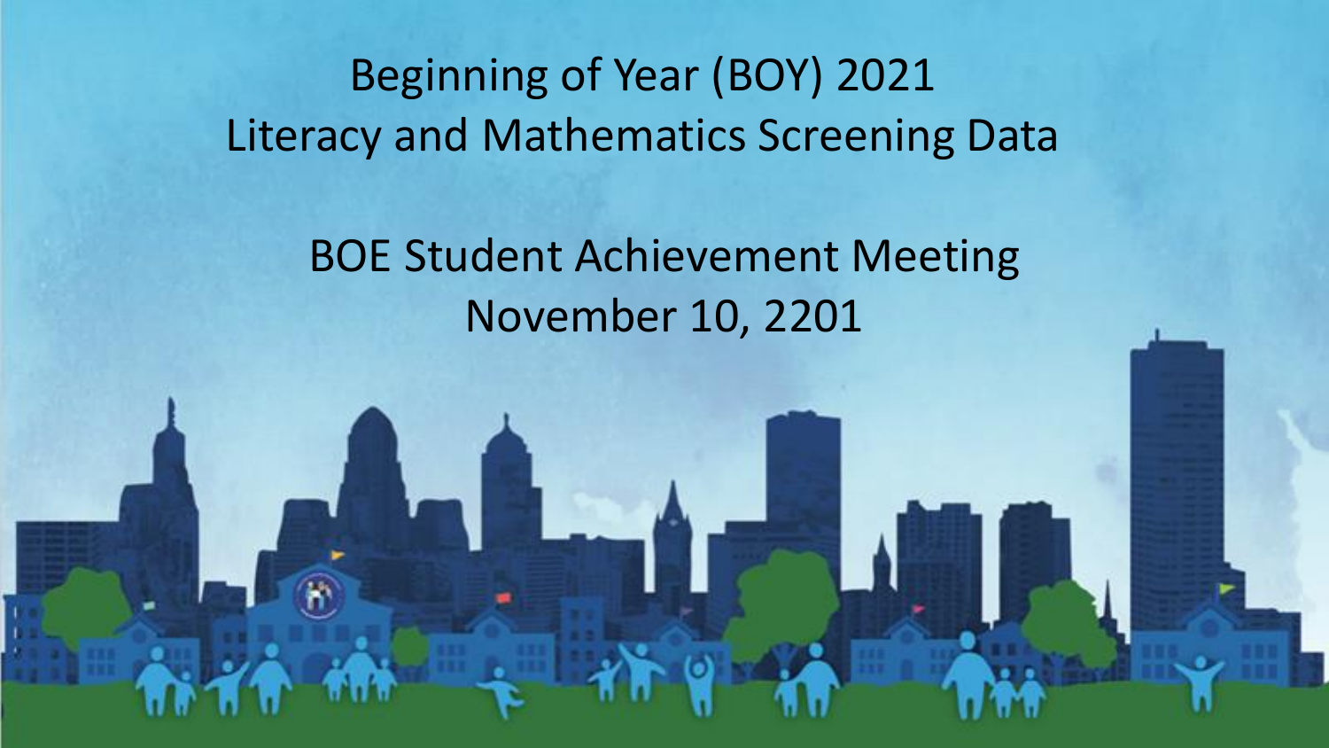# Beginning of Year (BOY) 2021
# Literacy and Mathematics Screening Data

## BOE Student Achievement Meeting
## November 10, 2201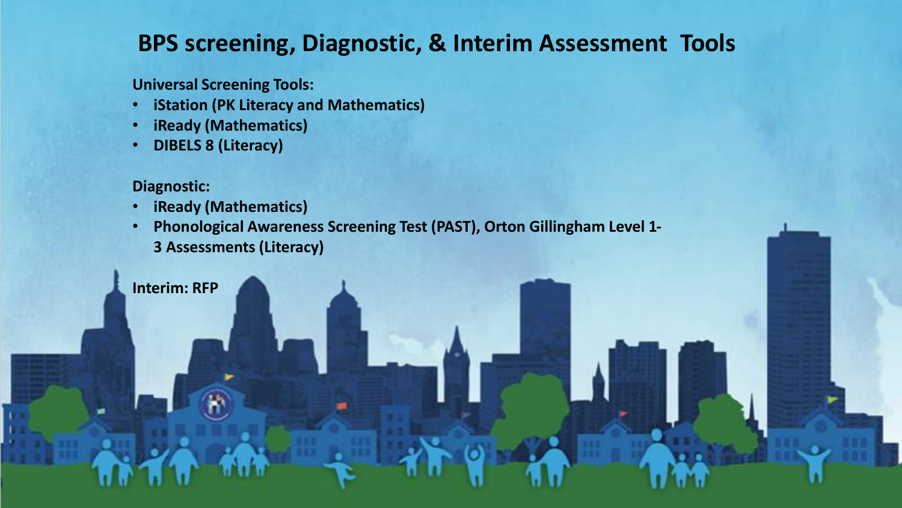# BPS screening, Diagnostic, & Interim Assessment Tools

**Universal Screening Tools:**

- **iStation (PK Literacy and Mathematics)**
- **iReady (Mathematics)**
- **DIBELS 8 (Literacy)**

**Diagnostic:**

- **iReady (Mathematics)**
- **Phonological Awareness Screening Test (PAST), Orton Gillingham Level 1-3 Assessments (Literacy)**

**Interim: RFP**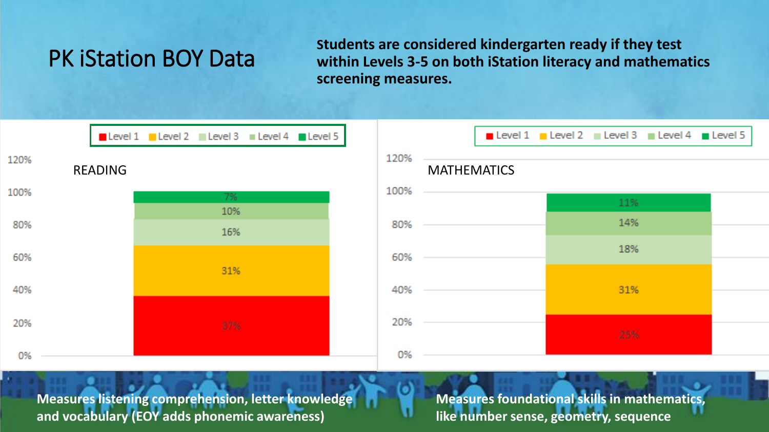# PK iStation BOY Data

**Students are considered kindergarten ready if they test within Levels 3-5 on both iStation literacy and mathematics screening measures.**

Level 1 | Level 2 | Level 3 | Level 4 | Level 5

READING

| Level | Percent |
|---|---|
| Level 5 | 7% |
| Level 4 | 10% |
| Level 3 | 16% |
| Level 2 | 31% |
| Level 1 | 37% |

MATHEMATICS

| Level | Percent |
|---|---|
| Level 5 | 11% |
| Level 4 | 14% |
| Level 3 | 18% |
| Level 2 | 31% |
| Level 1 | 25% |

**Measures listening comprehension, letter knowledge and vocabulary (EOY adds phonemic awareness)**

**Measures foundational skills in mathematics, like number sense, geometry, sequence**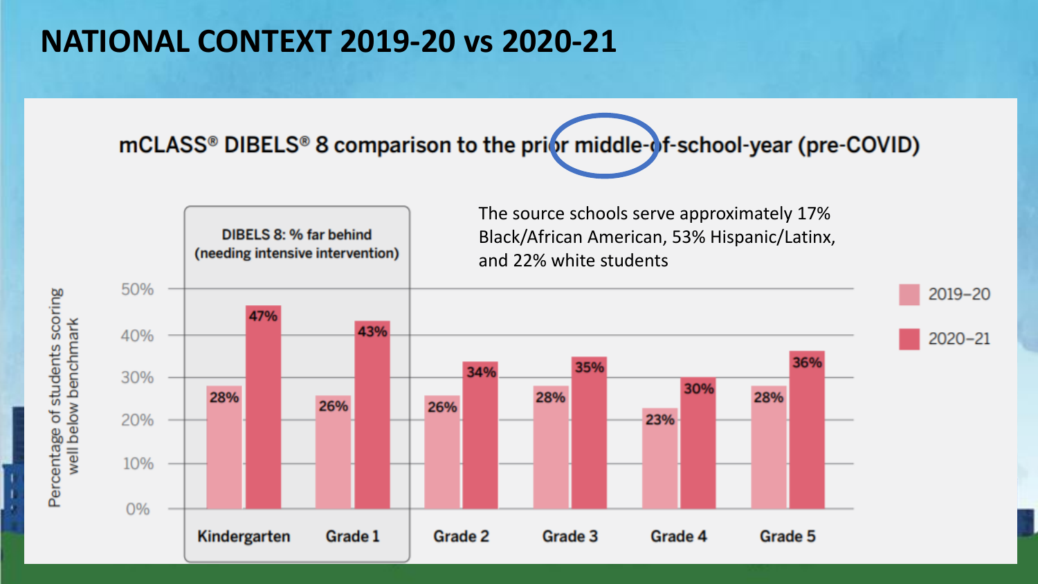# NATIONAL CONTEXT 2019-20 vs 2020-21

## mCLASS® DIBELS® 8 comparison to the prior middle-of-school-year (pre-COVID)

The source schools serve approximately 17% Black/African American, 53% Hispanic/Latinx, and 22% white students

**DIBELS 8: % far behind (needing intensive intervention)**

Percentage of students scoring well below benchmark

| Grade | 2019–20 | 2020–21 |
|---|---|---|
| Kindergarten | 28% | 47% |
| Grade 1 | 26% | 43% |
| Grade 2 | 26% | 34% |
| Grade 3 | 28% | 35% |
| Grade 4 | 23% | 30% |
| Grade 5 | 28% | 36% |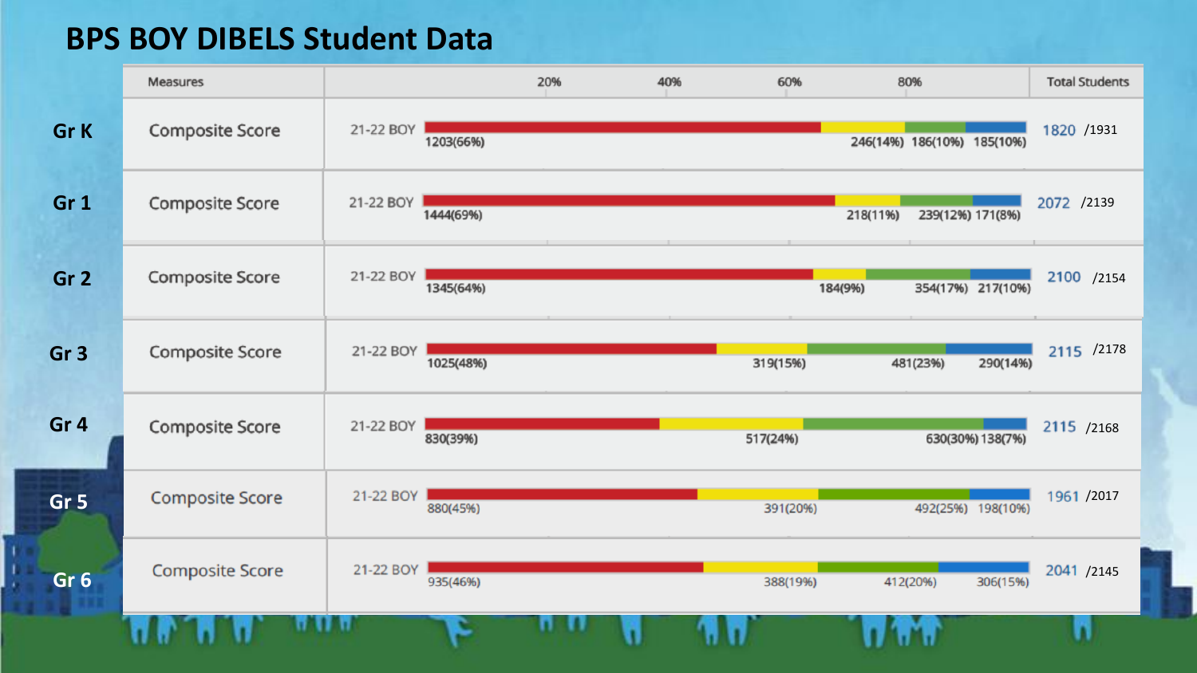# BPS BOY DIBELS Student Data

| Grade | Measures | Period | Red | Yellow | Green | Blue | Total Students |
|---|---|---|---|---|---|---|---|
| Gr K | Composite Score | 21-22 BOY | 1203(66%) | 246(14%) | 186(10%) | 185(10%) | 1820 /1931 |
| Gr 1 | Composite Score | 21-22 BOY | 1444(69%) | 218(11%) | 239(12%) | 171(8%) | 2072 /2139 |
| Gr 2 | Composite Score | 21-22 BOY | 1345(64%) | 184(9%) | 354(17%) | 217(10%) | 2100 /2154 |
| Gr 3 | Composite Score | 21-22 BOY | 1025(48%) | 319(15%) | 481(23%) | 290(14%) | 2115 /2178 |
| Gr 4 | Composite Score | 21-22 BOY | 830(39%) | 517(24%) | 630(30%) | 138(7%) | 2115 /2168 |
| Gr 5 | Composite Score | 21-22 BOY | 880(45%) | 391(20%) | 492(25%) | 198(10%) | 1961 /2017 |
| Gr 6 | Composite Score | 21-22 BOY | 935(46%) | 388(19%) | 412(20%) | 306(15%) | 2041 /2145 |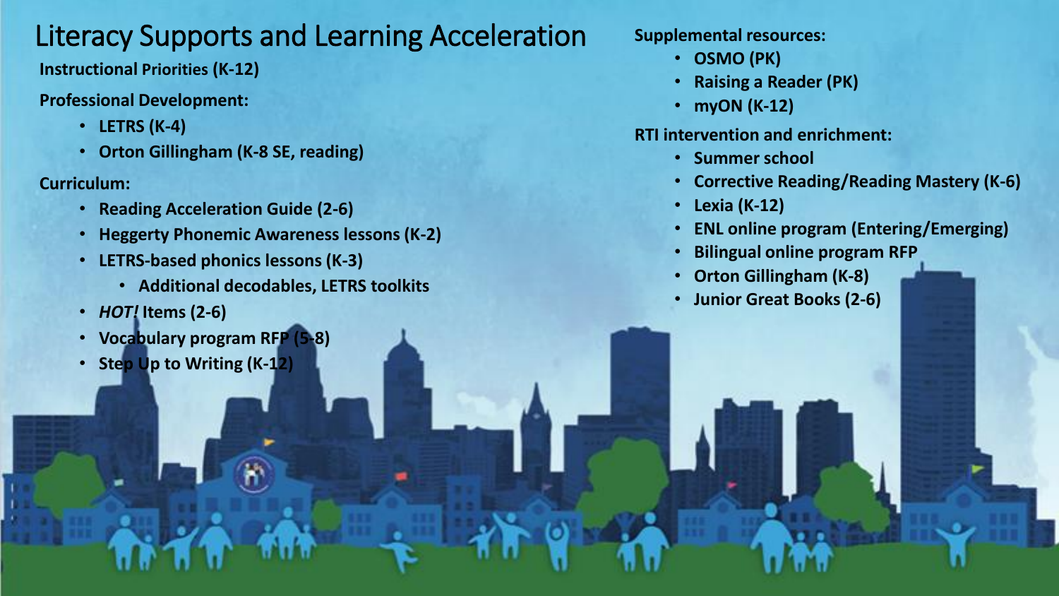# Literacy Supports and Learning Acceleration

**Instructional Priorities (K-12)**

**Professional Development:**

- **LETRS (K-4)**
- **Orton Gillingham (K-8 SE, reading)**

**Curriculum:**

- **Reading Acceleration Guide (2-6)**
- **Heggerty Phonemic Awareness lessons (K-2)**
- **LETRS-based phonics lessons (K-3)**
  - **Additional decodables, LETRS toolkits**
- ***HOT!* Items (2-6)**
- **Vocabulary program RFP (5-8)**
- **Step Up to Writing (K-12)**

**Supplemental resources:**

- **OSMO (PK)**
- **Raising a Reader (PK)**
- **myON (K-12)**

**RTI intervention and enrichment:**

- **Summer school**
- **Corrective Reading/Reading Mastery (K-6)**
- **Lexia (K-12)**
- **ENL online program (Entering/Emerging)**
- **Bilingual online program RFP**
- **Orton Gillingham (K-8)**
- **Junior Great Books (2-6)**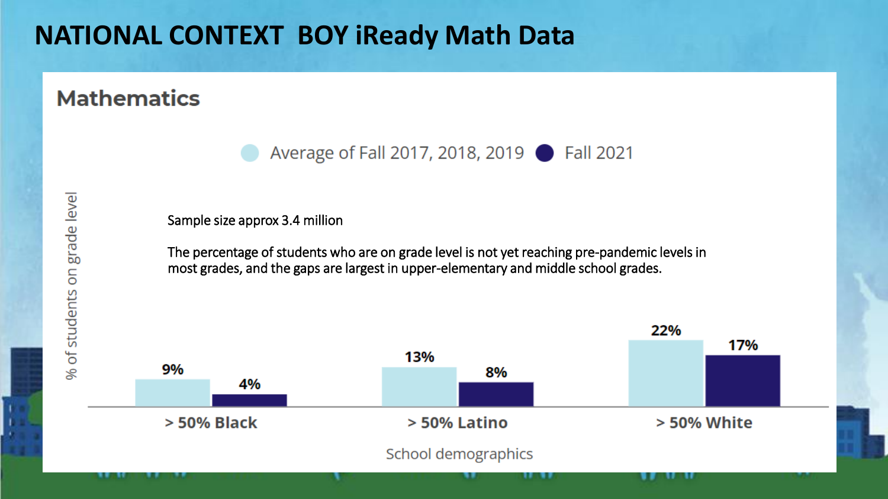# NATIONAL CONTEXT BOY iReady Math Data

## Mathematics

Average of Fall 2017, 2018, 2019 | Fall 2021

Sample size approx 3.4 million

The percentage of students who are on grade level is not yet reaching pre-pandemic levels in most grades, and the gaps are largest in upper-elementary and middle school grades.

| School demographics | Average of Fall 2017, 2018, 2019 | Fall 2021 |
|---|---|---|
| > 50% Black | 9% | 4% |
| > 50% Latino | 13% | 8% |
| > 50% White | 22% | 17% |

% of students on grade level

School demographics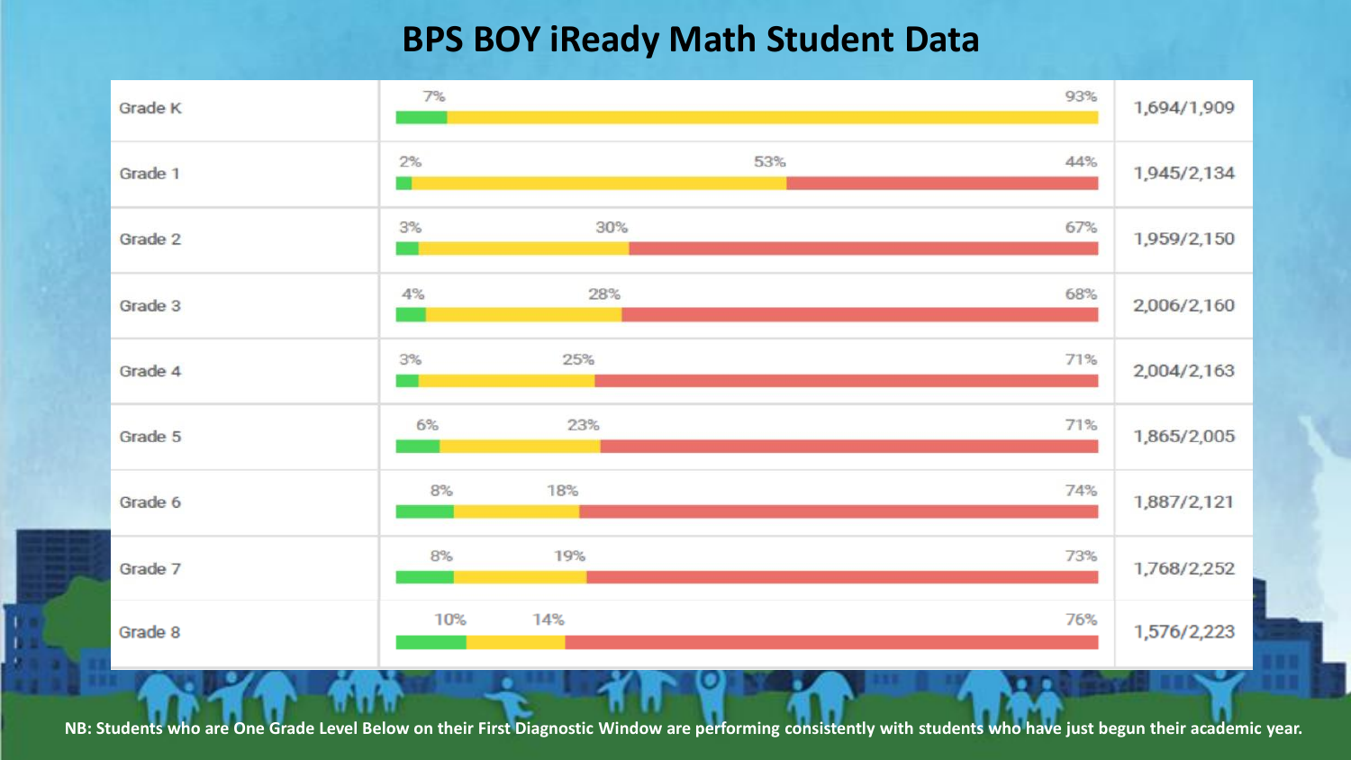# BPS BOY iReady Math Student Data

| Grade | Green | Yellow | Red | Students |
|---|---|---|---|---|
| Grade K | 7% | 93% | | 1,694/1,909 |
| Grade 1 | 2% | 53% | 44% | 1,945/2,134 |
| Grade 2 | 3% | 30% | 67% | 1,959/2,150 |
| Grade 3 | 4% | 28% | 68% | 2,006/2,160 |
| Grade 4 | 3% | 25% | 71% | 2,004/2,163 |
| Grade 5 | 6% | 23% | 71% | 1,865/2,005 |
| Grade 6 | 8% | 18% | 74% | 1,887/2,121 |
| Grade 7 | 8% | 19% | 73% | 1,768/2,252 |
| Grade 8 | 10% | 14% | 76% | 1,576/2,223 |

**NB: Students who are One Grade Level Below on their First Diagnostic Window are performing consistently with students who have just begun their academic year.**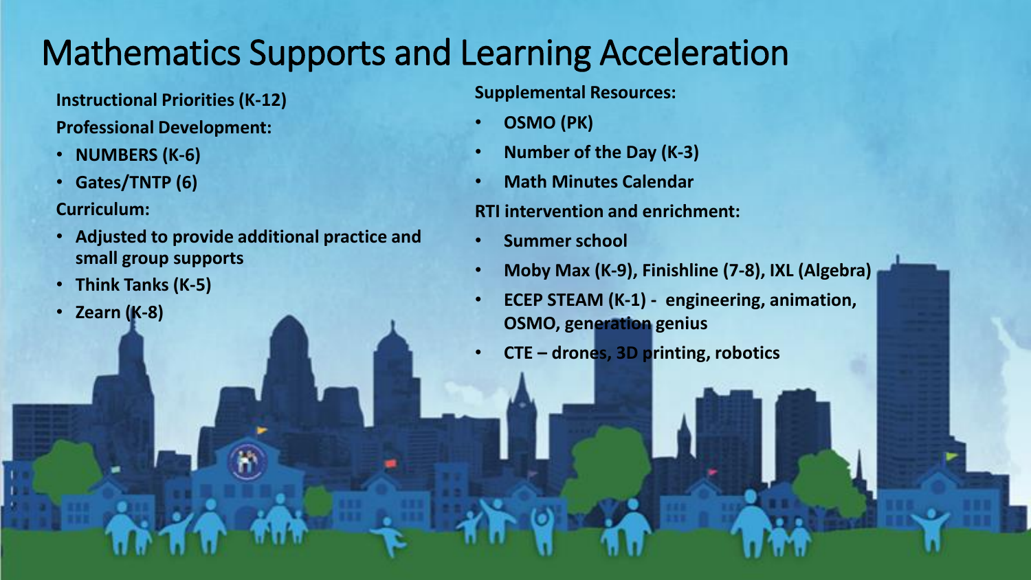# Mathematics Supports and Learning Acceleration

**Instructional Priorities (K-12)**

**Professional Development:**

- **NUMBERS (K-6)**
- **Gates/TNTP (6)**

**Curriculum:**

- **Adjusted to provide additional practice and small group supports**
- **Think Tanks (K-5)**
- **Zearn (K-8)**

**Supplemental Resources:**

- **OSMO (PK)**
- **Number of the Day (K-3)**
- **Math Minutes Calendar**

**RTI intervention and enrichment:**

- **Summer school**
- **Moby Max (K-9), Finishline (7-8), IXL (Algebra)**
- **ECEP STEAM (K-1) - engineering, animation, OSMO, generation genius**
- **CTE – drones, 3D printing, robotics**